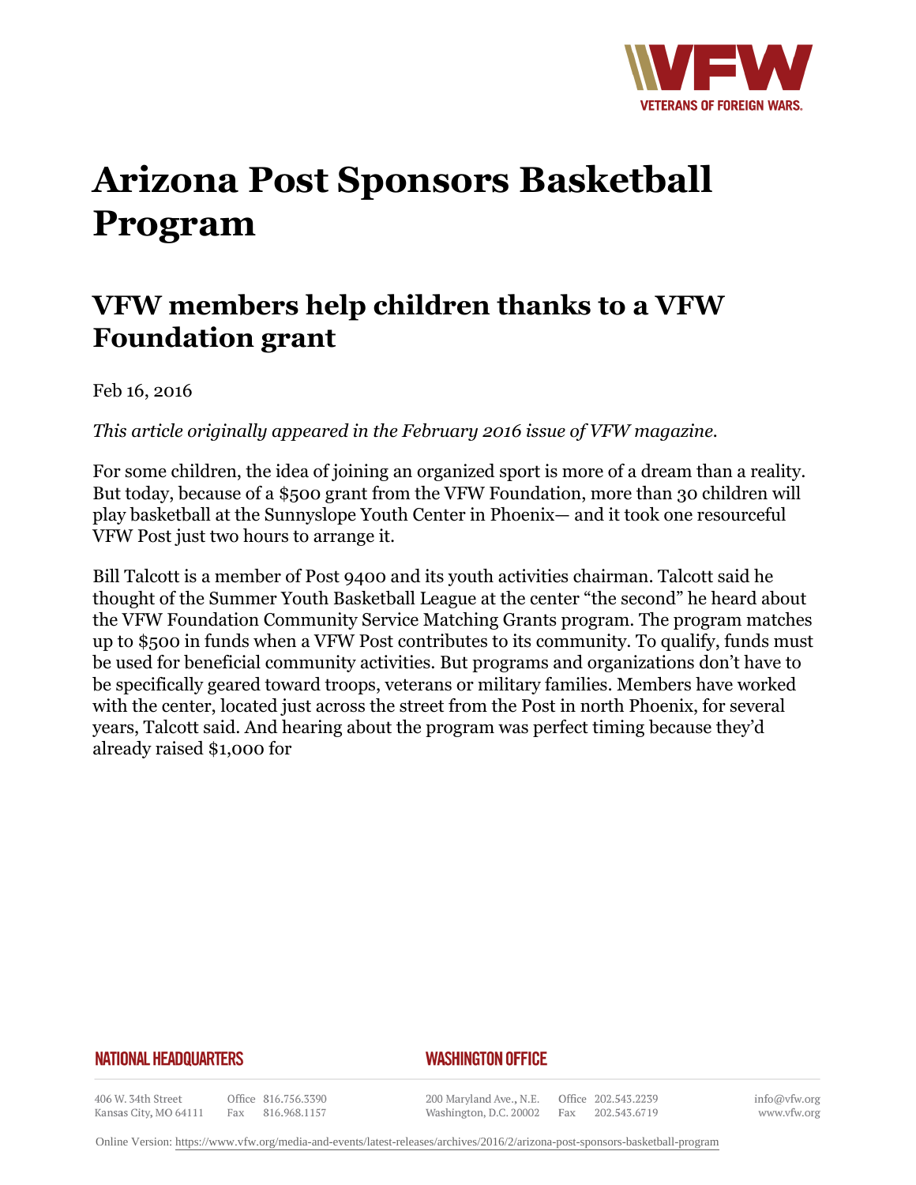# Arizona Post Sponsors Basketball Program

## VFW members help children thanks to a VFW Foundation grant

Feb 16, 2016

*This article originally appeared in the February 2016 issue of VFW magazine.*

For some children, the idea of joining an organized sport is more of a dream than a reality. But today, because of a $500 grant from the VFW Foundation, more than 30 children will play basketball at the Sunnyslope Youth Center in Phoenix— and it took one resourceful VFW Post just two hours to arrange it.

Bill Talcott is a member of Post 9400 and its youth activities chairman. Talcott said he thought of the Summer Youth Basketball League at the center "the second" he heard about the VFW Foundation Community Service Matching Grants program. The program matches up to $500 in funds when a VFW Post contributes to its community. To qualify, funds must be used for beneficial community activities. But programs and organizations don't have to be specifically geared toward troops, veterans or military families. Members have worked with the center, located just across the street from the Post in north Phoenix, for several years, Talcott said. And hearing about the program was perfect timing because they'd already raised $1,000 for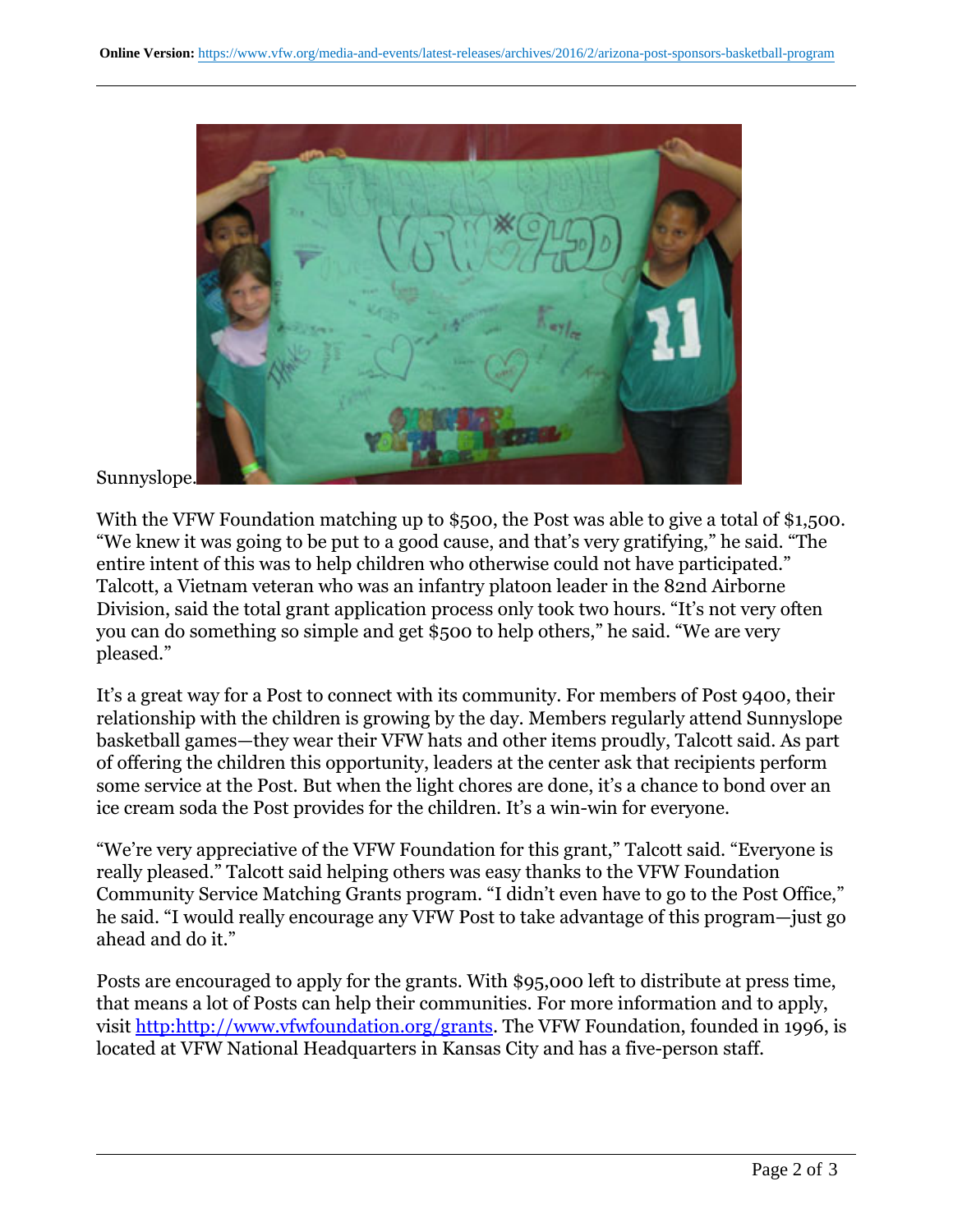Sunnyslope.

With the VFW Foundation matching up to $500, the Post was able to give a total of $1,500. “We knew it was going to be put to a good cause, and that’s very gratifying,” he said. “The entire intent of this was to help children who otherwise could not have participated.” Talcott, a Vietnam veteran who was an infantry platoon leader in the 82nd Airborne Division, said the total grant application process only took two hours. “It’s not very often you can do something so simple and get $500 to help others,” he said. “We are very pleased.”

It’s a great way for a Post to connect with its community. For members of Post 9400, their relationship with the children is growing by the day. Members regularly attend Sunnyslope basketball games—they wear their VFW hats and other items proudly, Talcott said. As part of offering the children this opportunity, leaders at the center ask that recipients perform some service at the Post. But when the light chores are done, it’s a chance to bond over an ice cream soda the Post provides for the children. It’s a win-win for everyone.

“We’re very appreciative of the VFW Foundation for this grant,” Talcott said. “Everyone is really pleased.” Talcott said helping others was easy thanks to the VFW Foundation Community Service Matching Grants program. “I didn’t even have to go to the Post Office,” he said. “I would really encourage any VFW Post to take advantage of this program—just go ahead and do it.”

Posts are encouraged to apply for the grants. With $95,000 left to distribute at press time, that means a lot of Posts can help their communities. For more information and to apply, visit http:http://www.vfwfoundation.org/grants. The VFW Foundation, founded in 1996, is located at VFW National Headquarters in Kansas City and has a five-person staff.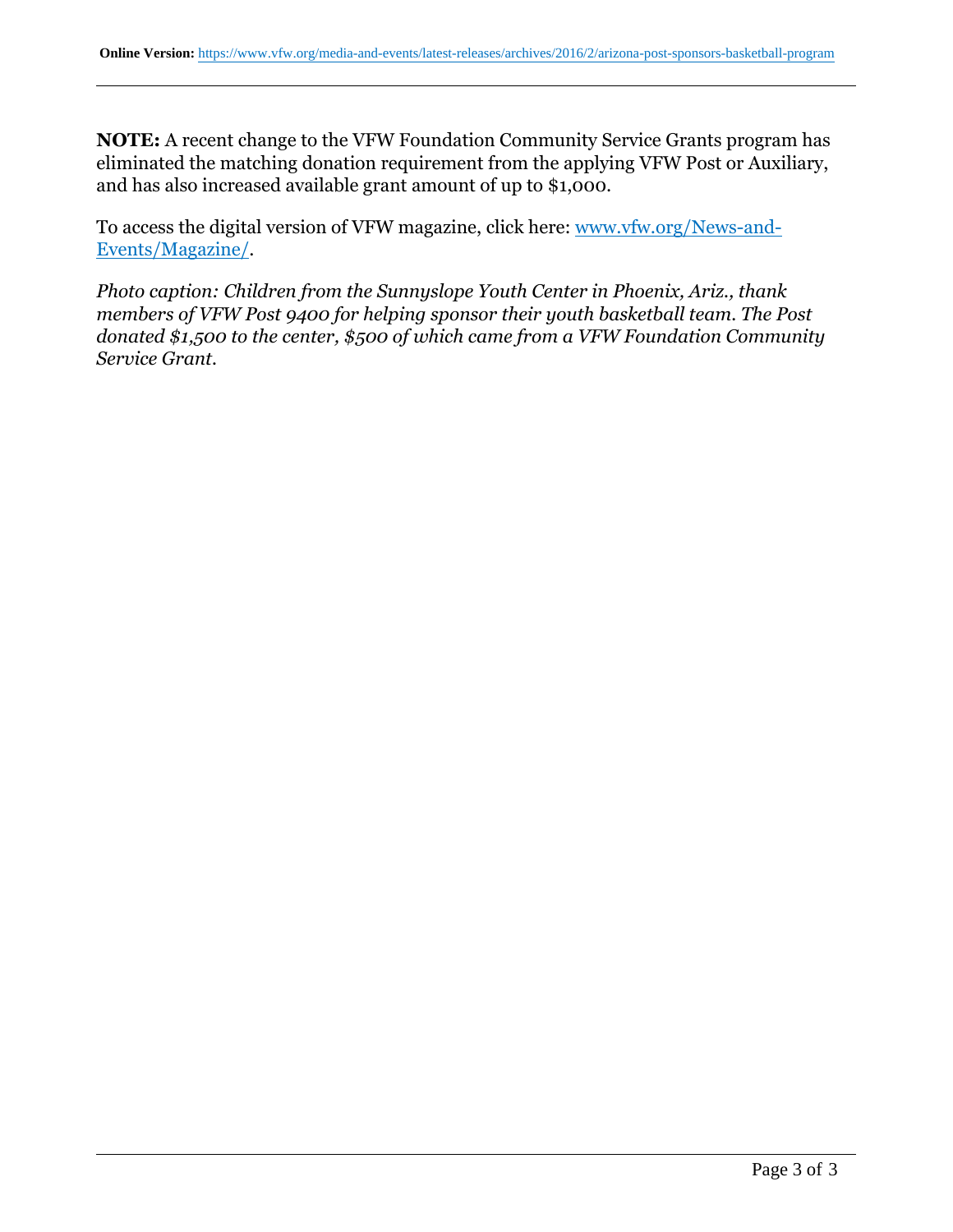**NOTE:** A recent change to the VFW Foundation Community Service Grants program has eliminated the matching donation requirement from the applying VFW Post or Auxiliary, and has also increased available grant amount of up to $1,000.

To access the digital version of VFW magazine, click here: [www.vfw.org/News-and-Events/Magazine/](www.vfw.org/News-and-Events/Magazine/).

*Photo caption: Children from the Sunnyslope Youth Center in Phoenix, Ariz., thank members of VFW Post 9400 for helping sponsor their youth basketball team. The Post donated $1,500 to the center, $500 of which came from a VFW Foundation Community Service Grant.*